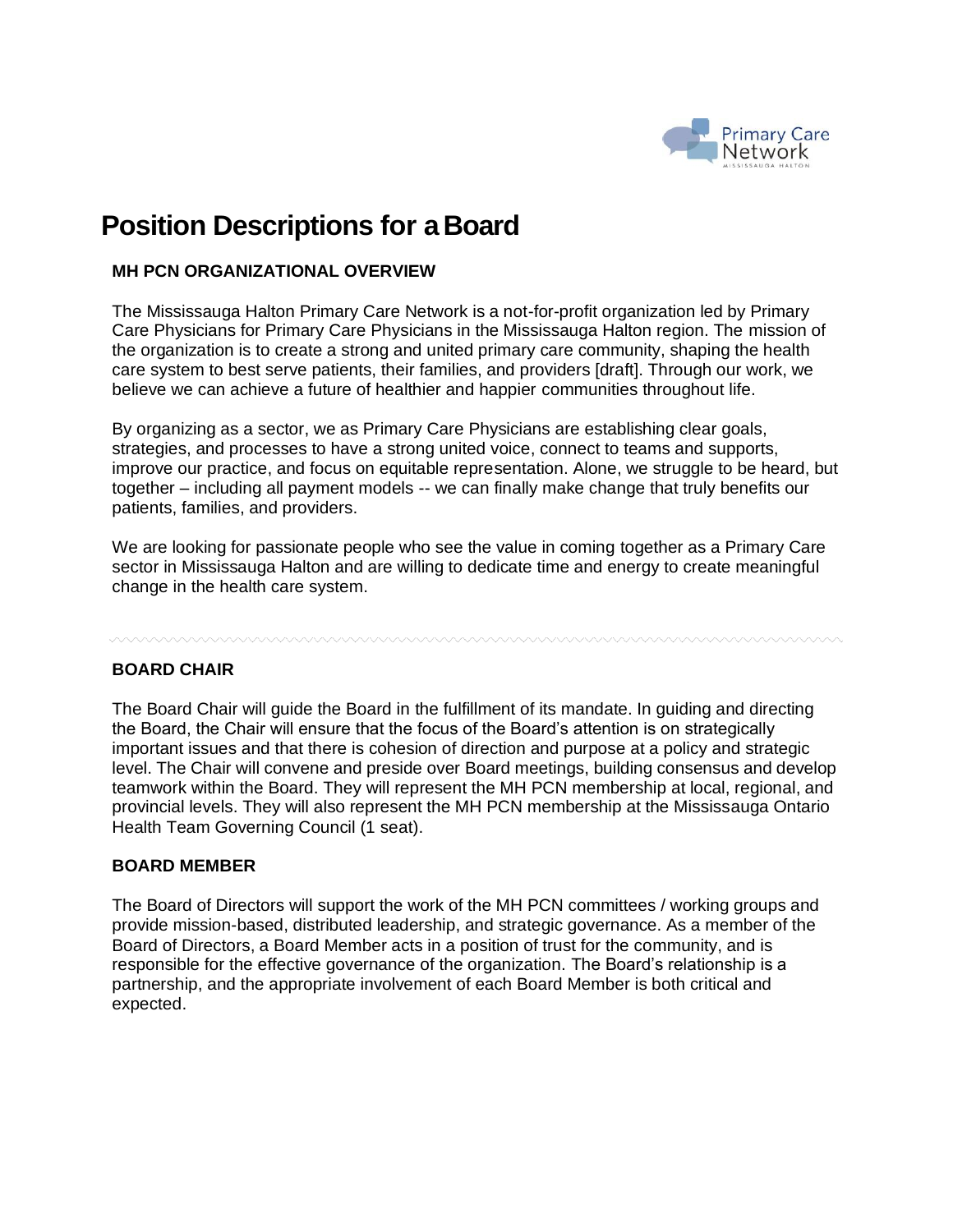# Position Descriptions for a Board

## MH PCN ORGANIZATIONAL OVERVIEW

The Mississauga Halton Primary Care Network is a not-for-profit organization led by Primary Care Physicians for Primary Care Physicians in the Mississauga Halton region. The mission of the organization is to create a strong and united primary care community, shaping the health care system to best serve patients, their families, and providers [draft]. Through our work, we believe we can achieve a future of healthier and happier communities throughout life.

By organizing as a sector, we as Primary Care Physicians are establishing clear goals, strategies, and processes to have a strong united voice, connect to teams and supports, improve our practice, and focus on equitable representation. Alone, we struggle to be heard, but together – including all payment models -- we can finally make change that truly benefits our patients, families, and providers.

We are looking for passionate people who see the value in coming together as a Primary Care sector in Mississauga Halton and are willing to dedicate time and energy to create meaningful change in the health care system.

---

## BOARD CHAIR

The Board Chair will guide the Board in the fulfillment of its mandate. In guiding and directing the Board, the Chair will ensure that the focus of the Board's attention is on strategically important issues and that there is cohesion of direction and purpose at a policy and strategic level. The Chair will convene and preside over Board meetings, building consensus and develop teamwork within the Board. They will represent the MH PCN membership at local, regional, and provincial levels. They will also represent the MH PCN membership at the Mississauga Ontario Health Team Governing Council (1 seat).

## BOARD MEMBER

The Board of Directors will support the work of the MH PCN committees / working groups and provide mission-based, distributed leadership, and strategic governance. As a member of the Board of Directors, a Board Member acts in a position of trust for the community, and is responsible for the effective governance of the organization. The Board's relationship is a partnership, and the appropriate involvement of each Board Member is both critical and expected.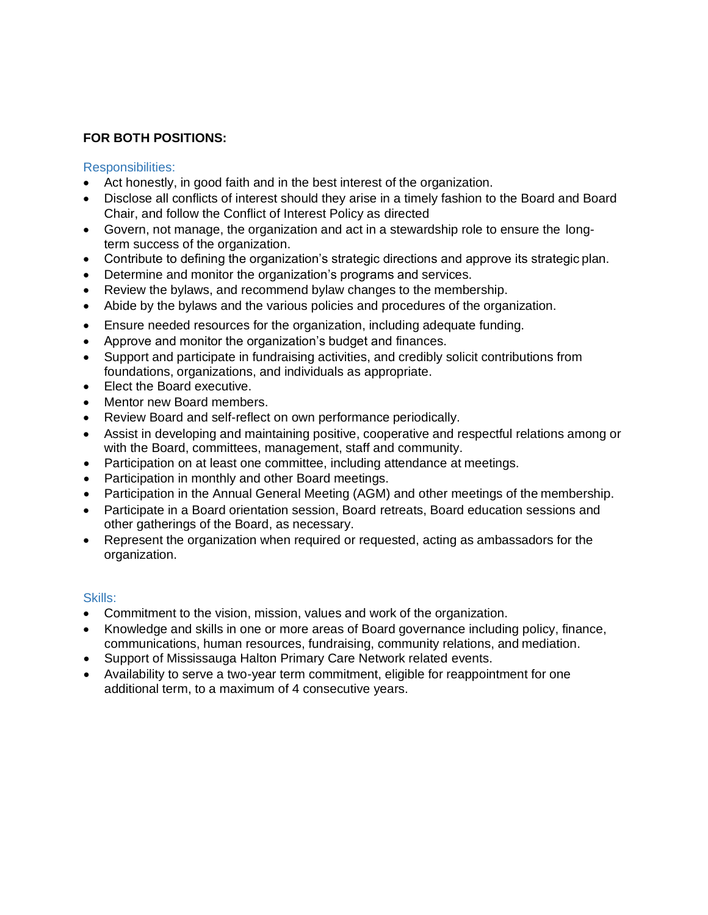**FOR BOTH POSITIONS:**

### Responsibilities:

- Act honestly, in good faith and in the best interest of the organization.
- Disclose all conflicts of interest should they arise in a timely fashion to the Board and Board Chair, and follow the Conflict of Interest Policy as directed
- Govern, not manage, the organization and act in a stewardship role to ensure the long-term success of the organization.
- Contribute to defining the organization's strategic directions and approve its strategic plan.
- Determine and monitor the organization's programs and services.
- Review the bylaws, and recommend bylaw changes to the membership.
- Abide by the bylaws and the various policies and procedures of the organization.
- Ensure needed resources for the organization, including adequate funding.
- Approve and monitor the organization's budget and finances.
- Support and participate in fundraising activities, and credibly solicit contributions from foundations, organizations, and individuals as appropriate.
- Elect the Board executive.
- Mentor new Board members.
- Review Board and self-reflect on own performance periodically.
- Assist in developing and maintaining positive, cooperative and respectful relations among or with the Board, committees, management, staff and community.
- Participation on at least one committee, including attendance at meetings.
- Participation in monthly and other Board meetings.
- Participation in the Annual General Meeting (AGM) and other meetings of the membership.
- Participate in a Board orientation session, Board retreats, Board education sessions and other gatherings of the Board, as necessary.
- Represent the organization when required or requested, acting as ambassadors for the organization.

### Skills:

- Commitment to the vision, mission, values and work of the organization.
- Knowledge and skills in one or more areas of Board governance including policy, finance, communications, human resources, fundraising, community relations, and mediation.
- Support of Mississauga Halton Primary Care Network related events.
- Availability to serve a two-year term commitment, eligible for reappointment for one additional term, to a maximum of 4 consecutive years.